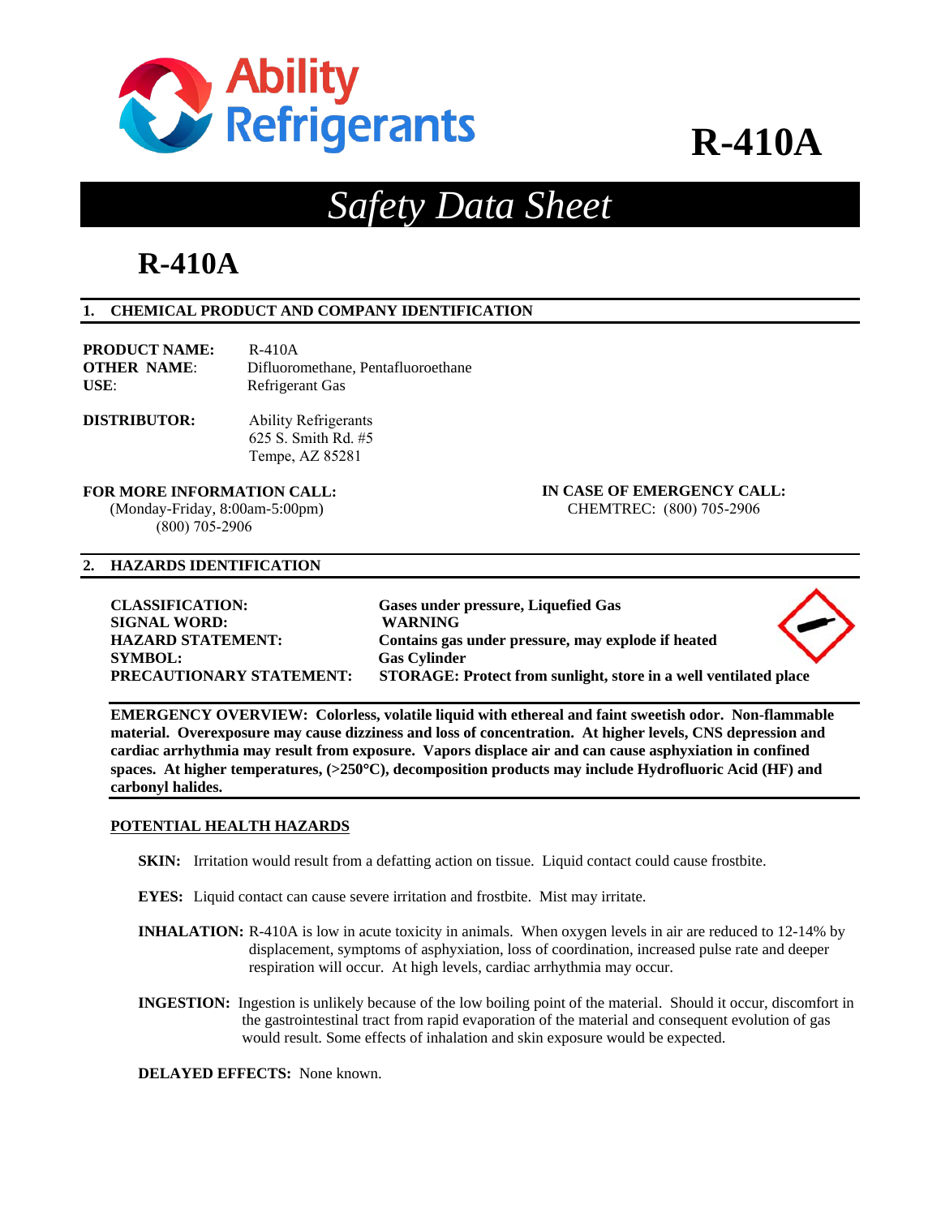# R-410A

# Safety Data Sheet

# R-410A

## 1. CHEMICAL PRODUCT AND COMPANY IDENTIFICATION

**PRODUCT NAME:** R-410A
**OTHER NAME**: Difluoromethane, Pentafluoroethane
**USE**: Refrigerant Gas

**DISTRIBUTOR:** Ability Refrigerants
625 S. Smith Rd. #5
Tempe, AZ 85281

**FOR MORE INFORMATION CALL:**
(Monday-Friday, 8:00am-5:00pm)
(800) 705-2906

**IN CASE OF EMERGENCY CALL:**
CHEMTREC: (800) 705-2906

## 2. HAZARDS IDENTIFICATION

**CLASSIFICATION:** **Gases under pressure, Liquefied Gas**
**SIGNAL WORD:** **WARNING**
**HAZARD STATEMENT:** **Contains gas under pressure, may explode if heated**
**SYMBOL:** **Gas Cylinder**
**PRECAUTIONARY STATEMENT:** **STORAGE: Protect from sunlight, store in a well ventilated place**

**EMERGENCY OVERVIEW: Colorless, volatile liquid with ethereal and faint sweetish odor. Non-flammable material. Overexposure may cause dizziness and loss of concentration. At higher levels, CNS depression and cardiac arrhythmia may result from exposure. Vapors displace air and can cause asphyxiation in confined spaces. At higher temperatures, (>250°C), decomposition products may include Hydrofluoric Acid (HF) and carbonyl halides.**

**POTENTIAL HEALTH HAZARDS**

**SKIN:** Irritation would result from a defatting action on tissue. Liquid contact could cause frostbite.

**EYES:** Liquid contact can cause severe irritation and frostbite. Mist may irritate.

**INHALATION:** R-410A is low in acute toxicity in animals. When oxygen levels in air are reduced to 12-14% by displacement, symptoms of asphyxiation, loss of coordination, increased pulse rate and deeper respiration will occur. At high levels, cardiac arrhythmia may occur.

**INGESTION:** Ingestion is unlikely because of the low boiling point of the material. Should it occur, discomfort in the gastrointestinal tract from rapid evaporation of the material and consequent evolution of gas would result. Some effects of inhalation and skin exposure would be expected.

**DELAYED EFFECTS:** None known.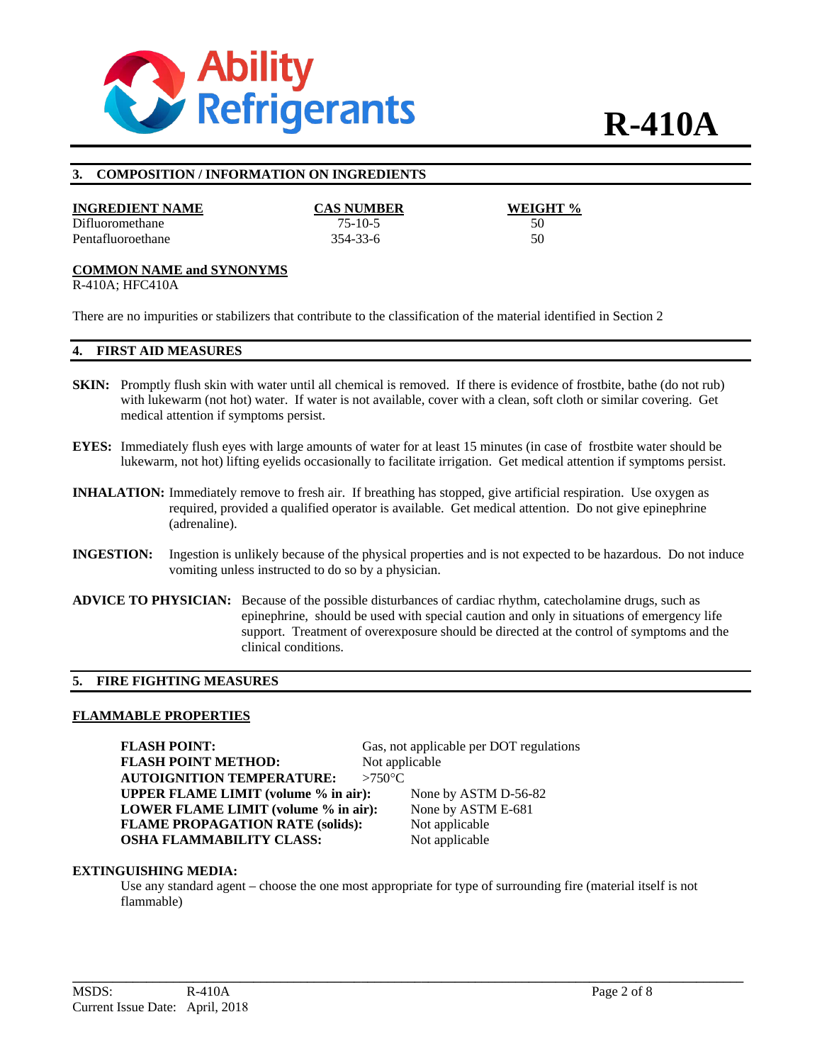## 3. COMPOSITION / INFORMATION ON INGREDIENTS

| INGREDIENT NAME | CAS NUMBER | WEIGHT % |
|---|---|---|
| Difluoromethane | 75-10-5 | 50 |
| Pentafluoroethane | 354-33-6 | 50 |

**COMMON NAME and SYNONYMS**

R-410A; HFC410A

There are no impurities or stabilizers that contribute to the classification of the material identified in Section 2

## 4. FIRST AID MEASURES

**SKIN:** Promptly flush skin with water until all chemical is removed. If there is evidence of frostbite, bathe (do not rub) with lukewarm (not hot) water. If water is not available, cover with a clean, soft cloth or similar covering. Get medical attention if symptoms persist.

**EYES:** Immediately flush eyes with large amounts of water for at least 15 minutes (in case of frostbite water should be lukewarm, not hot) lifting eyelids occasionally to facilitate irrigation. Get medical attention if symptoms persist.

**INHALATION:** Immediately remove to fresh air. If breathing has stopped, give artificial respiration. Use oxygen as required, provided a qualified operator is available. Get medical attention. Do not give epinephrine (adrenaline).

**INGESTION:** Ingestion is unlikely because of the physical properties and is not expected to be hazardous. Do not induce vomiting unless instructed to do so by a physician.

**ADVICE TO PHYSICIAN:** Because of the possible disturbances of cardiac rhythm, catecholamine drugs, such as epinephrine, should be used with special caution and only in situations of emergency life support. Treatment of overexposure should be directed at the control of symptoms and the clinical conditions.

## 5. FIRE FIGHTING MEASURES

**FLAMMABLE PROPERTIES**

| | |
|---|---|
| **FLASH POINT:** | Gas, not applicable per DOT regulations |
| **FLASH POINT METHOD:** | Not applicable |
| **AUTOIGNITION TEMPERATURE:** | >750°C |
| **UPPER FLAME LIMIT (volume % in air):** | None by ASTM D-56-82 |
| **LOWER FLAME LIMIT (volume % in air):** | None by ASTM E-681 |
| **FLAME PROPAGATION RATE (solids):** | Not applicable |
| **OSHA FLAMMABILITY CLASS:** | Not applicable |

**EXTINGUISHING MEDIA:**

Use any standard agent – choose the one most appropriate for type of surrounding fire (material itself is not flammable)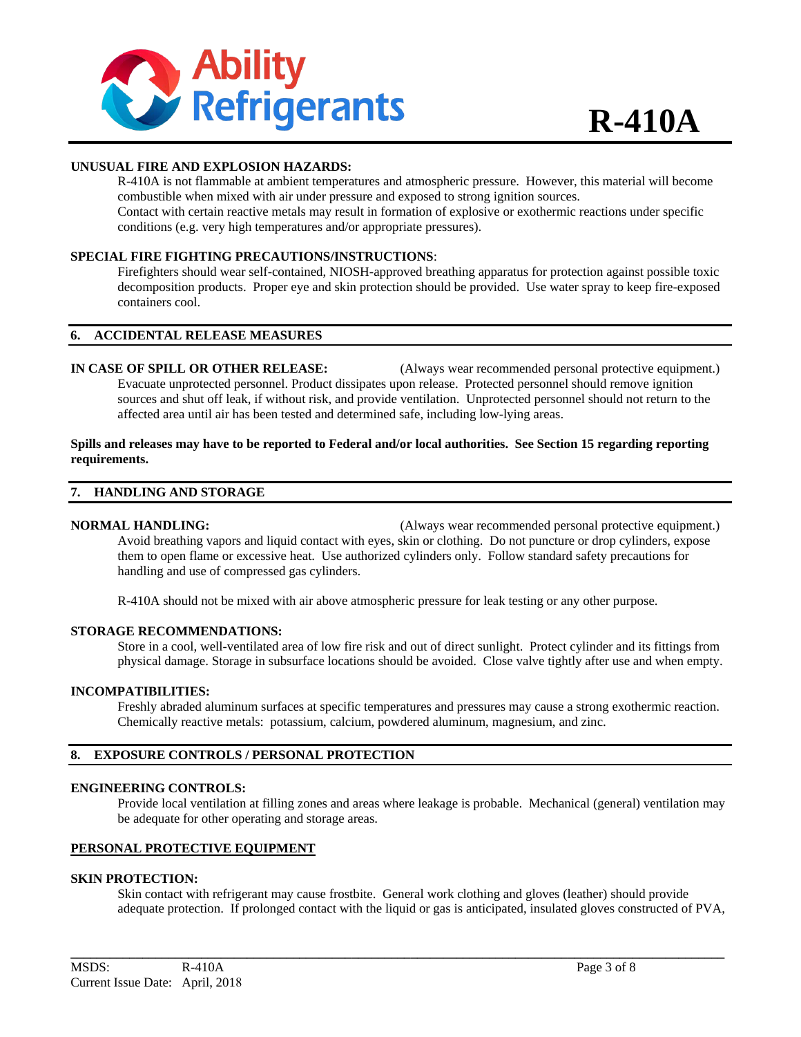**UNUSUAL FIRE AND EXPLOSION HAZARDS:**

R-410A is not flammable at ambient temperatures and atmospheric pressure. However, this material will become combustible when mixed with air under pressure and exposed to strong ignition sources.
Contact with certain reactive metals may result in formation of explosive or exothermic reactions under specific conditions (e.g. very high temperatures and/or appropriate pressures).

**SPECIAL FIRE FIGHTING PRECAUTIONS/INSTRUCTIONS**:

Firefighters should wear self-contained, NIOSH-approved breathing apparatus for protection against possible toxic decomposition products. Proper eye and skin protection should be provided. Use water spray to keep fire-exposed containers cool.

## 6. ACCIDENTAL RELEASE MEASURES

**IN CASE OF SPILL OR OTHER RELEASE:** (Always wear recommended personal protective equipment.)

Evacuate unprotected personnel. Product dissipates upon release. Protected personnel should remove ignition sources and shut off leak, if without risk, and provide ventilation. Unprotected personnel should not return to the affected area until air has been tested and determined safe, including low-lying areas.

**Spills and releases may have to be reported to Federal and/or local authorities. See Section 15 regarding reporting requirements.**

## 7. HANDLING AND STORAGE

**NORMAL HANDLING:** (Always wear recommended personal protective equipment.)

Avoid breathing vapors and liquid contact with eyes, skin or clothing. Do not puncture or drop cylinders, expose them to open flame or excessive heat. Use authorized cylinders only. Follow standard safety precautions for handling and use of compressed gas cylinders.

R-410A should not be mixed with air above atmospheric pressure for leak testing or any other purpose.

**STORAGE RECOMMENDATIONS:**

Store in a cool, well-ventilated area of low fire risk and out of direct sunlight. Protect cylinder and its fittings from physical damage. Storage in subsurface locations should be avoided. Close valve tightly after use and when empty.

**INCOMPATIBILITIES:**

Freshly abraded aluminum surfaces at specific temperatures and pressures may cause a strong exothermic reaction. Chemically reactive metals: potassium, calcium, powdered aluminum, magnesium, and zinc.

## 8. EXPOSURE CONTROLS / PERSONAL PROTECTION

**ENGINEERING CONTROLS:**

Provide local ventilation at filling zones and areas where leakage is probable. Mechanical (general) ventilation may be adequate for other operating and storage areas.

**PERSONAL PROTECTIVE EQUIPMENT**

**SKIN PROTECTION:**

Skin contact with refrigerant may cause frostbite. General work clothing and gloves (leather) should provide adequate protection. If prolonged contact with the liquid or gas is anticipated, insulated gloves constructed of PVA,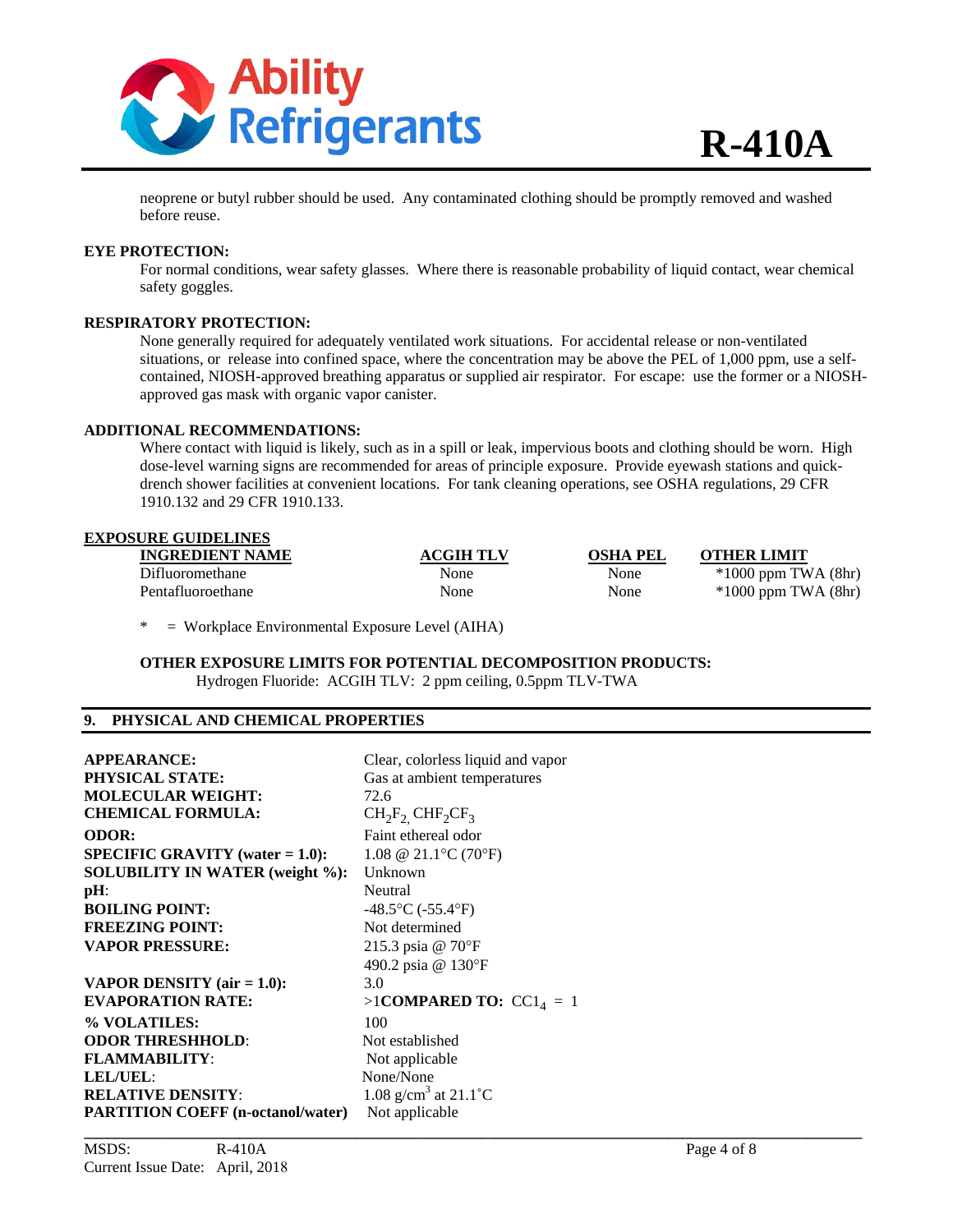neoprene or butyl rubber should be used. Any contaminated clothing should be promptly removed and washed before reuse.

**EYE PROTECTION:**

For normal conditions, wear safety glasses. Where there is reasonable probability of liquid contact, wear chemical safety goggles.

**RESPIRATORY PROTECTION:**

None generally required for adequately ventilated work situations. For accidental release or non-ventilated situations, or release into confined space, where the concentration may be above the PEL of 1,000 ppm, use a self-contained, NIOSH-approved breathing apparatus or supplied air respirator. For escape: use the former or a NIOSH-approved gas mask with organic vapor canister.

**ADDITIONAL RECOMMENDATIONS:**

Where contact with liquid is likely, such as in a spill or leak, impervious boots and clothing should be worn. High dose-level warning signs are recommended for areas of principle exposure. Provide eyewash stations and quick-drench shower facilities at convenient locations. For tank cleaning operations, see OSHA regulations, 29 CFR 1910.132 and 29 CFR 1910.133.

**EXPOSURE GUIDELINES**

| INGREDIENT NAME | ACGIH TLV | OSHA PEL | OTHER LIMIT |
|---|---|---|---|
| Difluoromethane | None | None | *1000 ppm TWA (8hr) |
| Pentafluoroethane | None | None | *1000 ppm TWA (8hr) |

\* = Workplace Environmental Exposure Level (AIHA)

**OTHER EXPOSURE LIMITS FOR POTENTIAL DECOMPOSITION PRODUCTS:**

Hydrogen Fluoride: ACGIH TLV: 2 ppm ceiling, 0.5ppm TLV-TWA

## 9. PHYSICAL AND CHEMICAL PROPERTIES

| | |
|---|---|
| **APPEARANCE:** | Clear, colorless liquid and vapor |
| **PHYSICAL STATE:** | Gas at ambient temperatures |
| **MOLECULAR WEIGHT:** | 72.6 |
| **CHEMICAL FORMULA:** | $CH_2F_2$, $CHF_2CF_3$ |
| **ODOR:** | Faint ethereal odor |
| **SPECIFIC GRAVITY (water = 1.0):** | 1.08 @ 21.1°C (70°F) |
| **SOLUBILITY IN WATER (weight %):** | Unknown |
| **pH**: | Neutral |
| **BOILING POINT:** | -48.5°C (-55.4°F) |
| **FREEZING POINT:** | Not determined |
| **VAPOR PRESSURE:** | 215.3 psia @ 70°F<br>490.2 psia @ 130°F |
| **VAPOR DENSITY (air = 1.0):** | 3.0 |
| **EVAPORATION RATE:** | >1 **COMPARED TO:** $CCl_4$ = 1 |
| **% VOLATILES:** | 100 |
| **ODOR THRESHHOLD**: | Not established |
| **FLAMMABILITY**: | Not applicable |
| **LEL/UEL**: | None/None |
| **RELATIVE DENSITY**: | 1.08 g/cm$^3$ at 21.1°C |
| **PARTITION COEFF (n-octanol/water)** | Not applicable |

MSDS: R-410A
Current Issue Date: April, 2018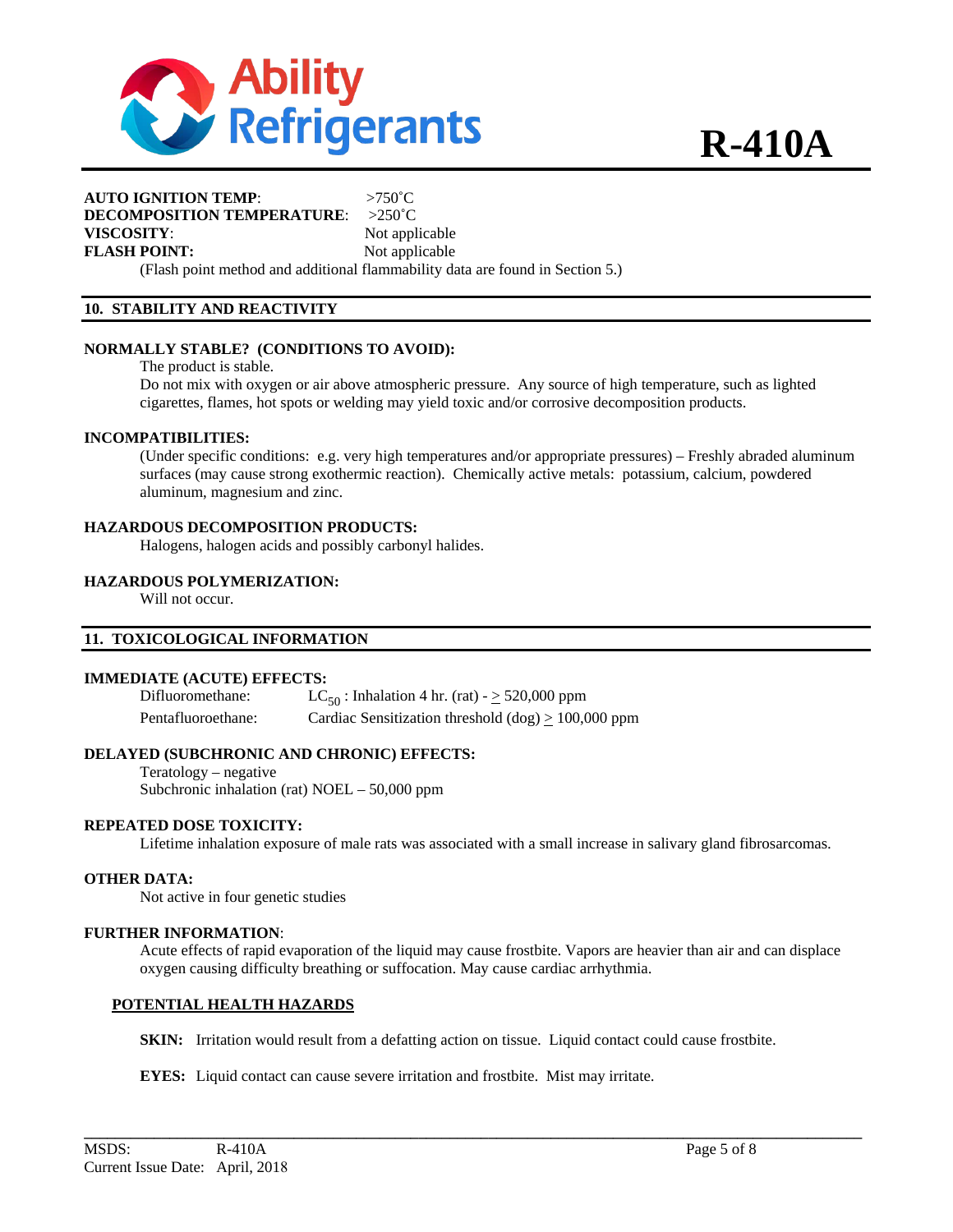**AUTO IGNITION TEMP**: >750˚C
**DECOMPOSITION TEMPERATURE**: >250˚C
**VISCOSITY**: Not applicable
**FLASH POINT:** Not applicable

(Flash point method and additional flammability data are found in Section 5.)

## 10. STABILITY AND REACTIVITY

**NORMALLY STABLE? (CONDITIONS TO AVOID):**

The product is stable.

Do not mix with oxygen or air above atmospheric pressure. Any source of high temperature, such as lighted cigarettes, flames, hot spots or welding may yield toxic and/or corrosive decomposition products.

**INCOMPATIBILITIES:**

(Under specific conditions: e.g. very high temperatures and/or appropriate pressures) – Freshly abraded aluminum surfaces (may cause strong exothermic reaction). Chemically active metals: potassium, calcium, powdered aluminum, magnesium and zinc.

**HAZARDOUS DECOMPOSITION PRODUCTS:**

Halogens, halogen acids and possibly carbonyl halides.

**HAZARDOUS POLYMERIZATION:**

Will not occur.

## 11. TOXICOLOGICAL INFORMATION

**IMMEDIATE (ACUTE) EFFECTS:**

Difluoromethane: $LC_{50}$ : Inhalation 4 hr. (rat) - $\geq$ 520,000 ppm

Pentafluoroethane: Cardiac Sensitization threshold (dog) $\geq$ 100,000 ppm

**DELAYED (SUBCHRONIC AND CHRONIC) EFFECTS:**

Teratology – negative

Subchronic inhalation (rat) NOEL – 50,000 ppm

**REPEATED DOSE TOXICITY:**

Lifetime inhalation exposure of male rats was associated with a small increase in salivary gland fibrosarcomas.

**OTHER DATA:**

Not active in four genetic studies

**FURTHER INFORMATION**:

Acute effects of rapid evaporation of the liquid may cause frostbite. Vapors are heavier than air and can displace oxygen causing difficulty breathing or suffocation. May cause cardiac arrhythmia.

### POTENTIAL HEALTH HAZARDS

**SKIN:** Irritation would result from a defatting action on tissue. Liquid contact could cause frostbite.

**EYES:** Liquid contact can cause severe irritation and frostbite. Mist may irritate.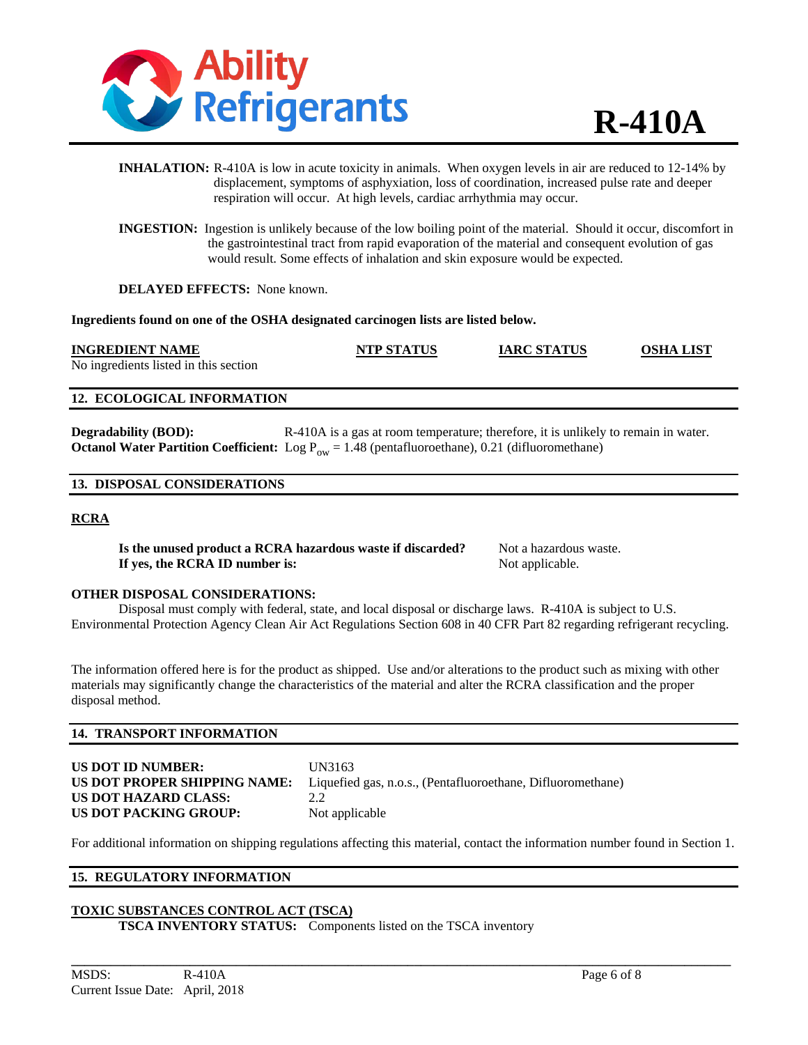**INHALATION:** R-410A is low in acute toxicity in animals. When oxygen levels in air are reduced to 12-14% by displacement, symptoms of asphyxiation, loss of coordination, increased pulse rate and deeper respiration will occur. At high levels, cardiac arrhythmia may occur.

**INGESTION:** Ingestion is unlikely because of the low boiling point of the material. Should it occur, discomfort in the gastrointestinal tract from rapid evaporation of the material and consequent evolution of gas would result. Some effects of inhalation and skin exposure would be expected.

**DELAYED EFFECTS:** None known.

**Ingredients found on one of the OSHA designated carcinogen lists are listed below.**

| INGREDIENT NAME | NTP STATUS | IARC STATUS | OSHA LIST |
|---|---|---|---|
| No ingredients listed in this section | | | |

## 12. ECOLOGICAL INFORMATION

**Degradability (BOD):** R-410A is a gas at room temperature; therefore, it is unlikely to remain in water.
**Octanol Water Partition Coefficient:** Log $P_{ow}$ = 1.48 (pentafluoroethane), 0.21 (difluoromethane)

## 13. DISPOSAL CONSIDERATIONS

### RCRA

**Is the unused product a RCRA hazardous waste if discarded?** Not a hazardous waste.
**If yes, the RCRA ID number is:** Not applicable.

**OTHER DISPOSAL CONSIDERATIONS:**
Disposal must comply with federal, state, and local disposal or discharge laws. R-410A is subject to U.S. Environmental Protection Agency Clean Air Act Regulations Section 608 in 40 CFR Part 82 regarding refrigerant recycling.

The information offered here is for the product as shipped. Use and/or alterations to the product such as mixing with other materials may significantly change the characteristics of the material and alter the RCRA classification and the proper disposal method.

## 14. TRANSPORT INFORMATION

**US DOT ID NUMBER:** UN3163
**US DOT PROPER SHIPPING NAME:** Liquefied gas, n.o.s., (Pentafluoroethane, Difluoromethane)
**US DOT HAZARD CLASS:** 2.2
**US DOT PACKING GROUP:** Not applicable

For additional information on shipping regulations affecting this material, contact the information number found in Section 1.

## 15. REGULATORY INFORMATION

### TOXIC SUBSTANCES CONTROL ACT (TSCA)

**TSCA INVENTORY STATUS:** Components listed on the TSCA inventory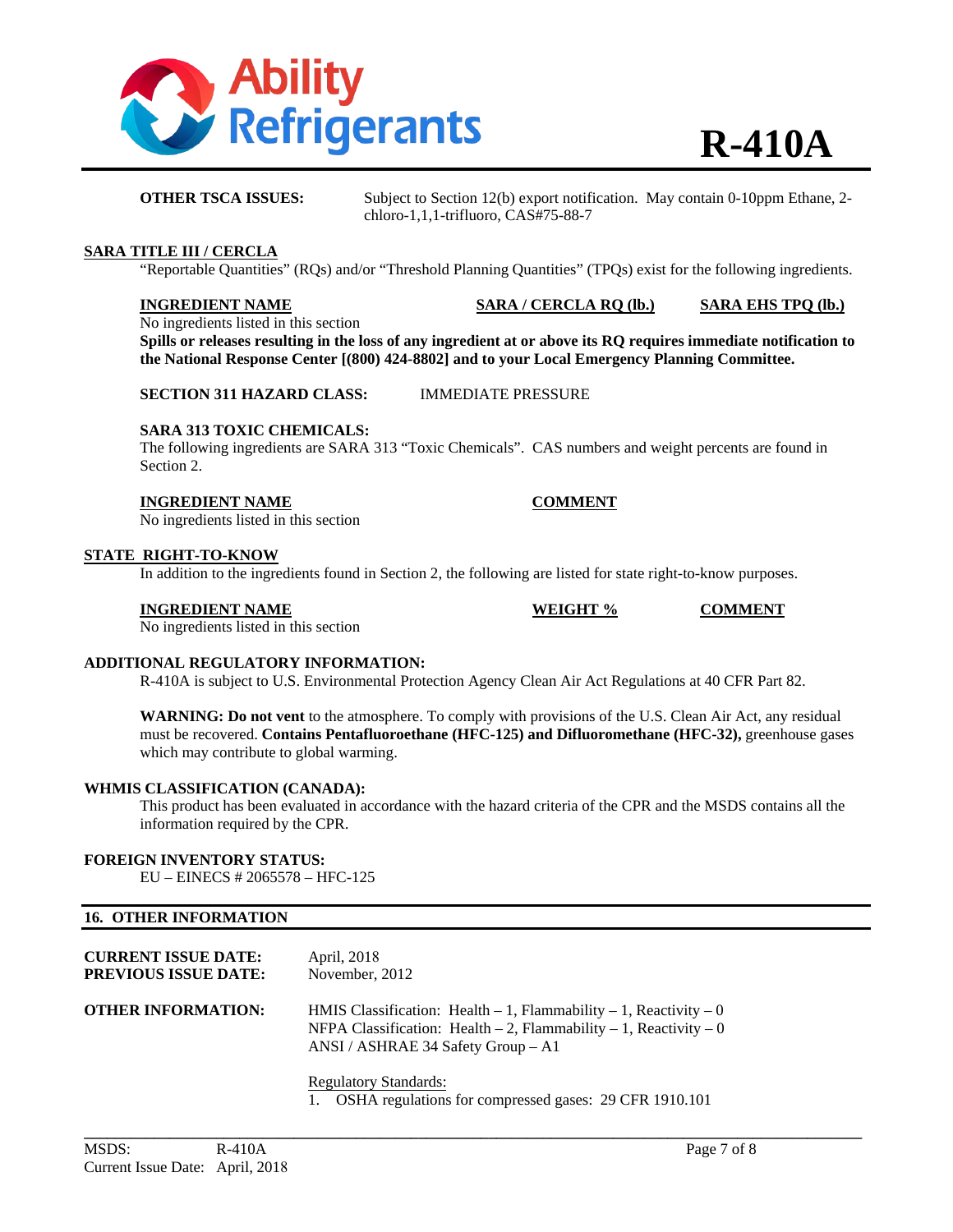**OTHER TSCA ISSUES:** Subject to Section 12(b) export notification. May contain 0-10ppm Ethane, 2-chloro-1,1,1-trifluoro, CAS#75-88-7

**SARA TITLE III / CERCLA**

"Reportable Quantities" (RQs) and/or "Threshold Planning Quantities" (TPQs) exist for the following ingredients.

| INGREDIENT NAME | SARA / CERCLA RQ (lb.) | SARA EHS TPQ (lb.) |
|---|---|---|
| No ingredients listed in this section | | |

**Spills or releases resulting in the loss of any ingredient at or above its RQ requires immediate notification to the National Response Center [(800) 424-8802] and to your Local Emergency Planning Committee.**

**SECTION 311 HAZARD CLASS:** IMMEDIATE PRESSURE

**SARA 313 TOXIC CHEMICALS:**

The following ingredients are SARA 313 "Toxic Chemicals". CAS numbers and weight percents are found in Section 2.

| INGREDIENT NAME | COMMENT |
|---|---|
| No ingredients listed in this section | |

**STATE RIGHT-TO-KNOW**

In addition to the ingredients found in Section 2, the following are listed for state right-to-know purposes.

| INGREDIENT NAME | WEIGHT % | COMMENT |
|---|---|---|
| No ingredients listed in this section | | |

**ADDITIONAL REGULATORY INFORMATION:**

R-410A is subject to U.S. Environmental Protection Agency Clean Air Act Regulations at 40 CFR Part 82.

**WARNING: Do not vent** to the atmosphere. To comply with provisions of the U.S. Clean Air Act, any residual must be recovered. **Contains Pentafluoroethane (HFC-125) and Difluoromethane (HFC-32),** greenhouse gases which may contribute to global warming.

**WHMIS CLASSIFICATION (CANADA):**

This product has been evaluated in accordance with the hazard criteria of the CPR and the MSDS contains all the information required by the CPR.

**FOREIGN INVENTORY STATUS:**

EU – EINECS # 2065578 – HFC-125

## 16. OTHER INFORMATION

**CURRENT ISSUE DATE:** April, 2018
**PREVIOUS ISSUE DATE:** November, 2012

**OTHER INFORMATION:**
HMIS Classification: Health – 1, Flammability – 1, Reactivity – 0
NFPA Classification: Health – 2, Flammability – 1, Reactivity – 0
ANSI / ASHRAE 34 Safety Group – A1

Regulatory Standards:

1. OSHA regulations for compressed gases: 29 CFR 1910.101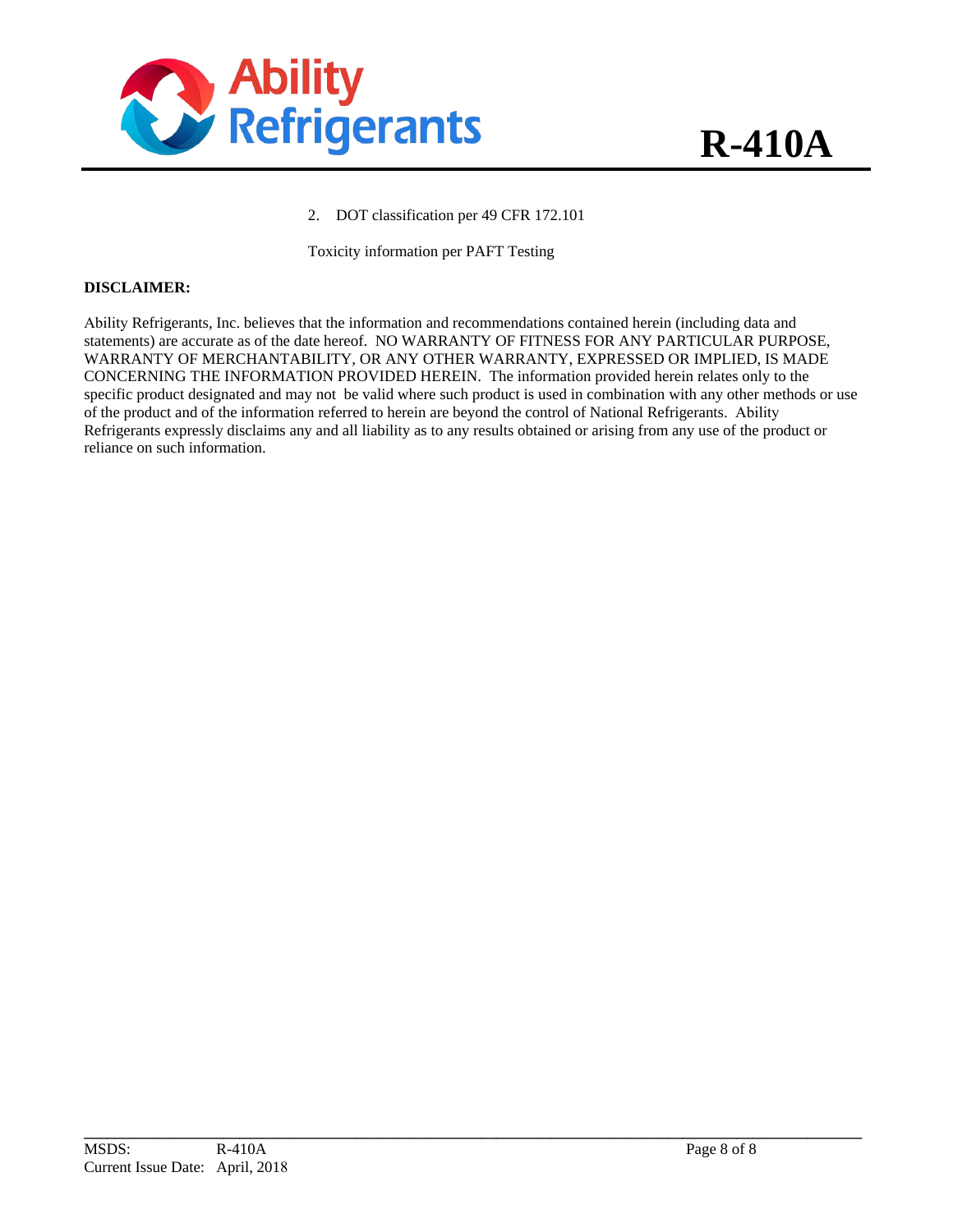2. DOT classification per 49 CFR 172.101

Toxicity information per PAFT Testing

**DISCLAIMER:**

Ability Refrigerants, Inc. believes that the information and recommendations contained herein (including data and statements) are accurate as of the date hereof. NO WARRANTY OF FITNESS FOR ANY PARTICULAR PURPOSE, WARRANTY OF MERCHANTABILITY, OR ANY OTHER WARRANTY, EXPRESSED OR IMPLIED, IS MADE CONCERNING THE INFORMATION PROVIDED HEREIN. The information provided herein relates only to the specific product designated and may not be valid where such product is used in combination with any other methods or use of the product and of the information referred to herein are beyond the control of National Refrigerants. Ability Refrigerants expressly disclaims any and all liability as to any results obtained or arising from any use of the product or reliance on such information.